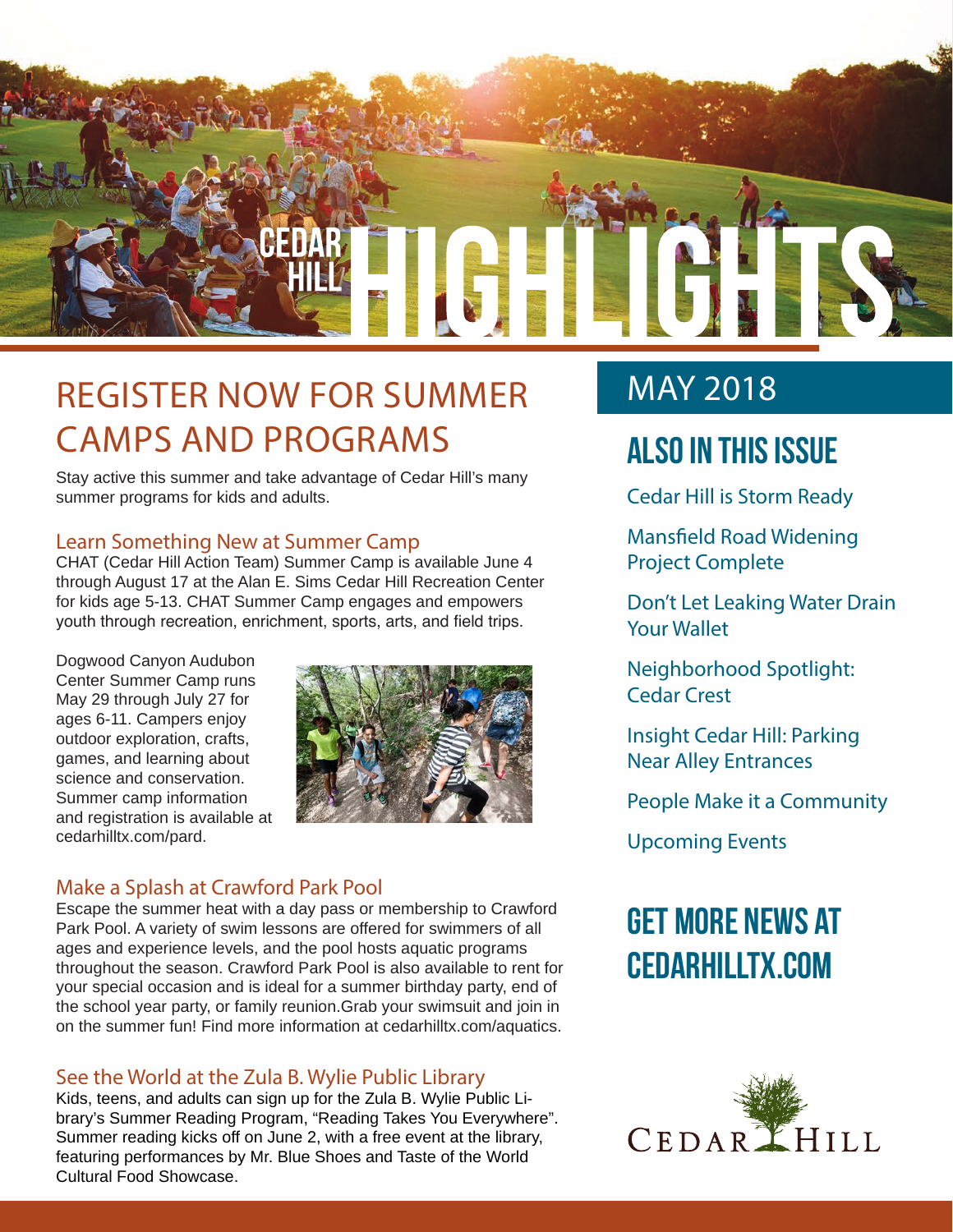# CEDAR HILL HIGHLIGHTS

## MAY 2018

## REGISTER NOW FOR SUMMER CAMPS AND PROGRAMS

Stay active this summer and take advantage of Cedar Hill's many summer programs for kids and adults.

### Learn Something New at Summer Camp

CHAT (Cedar Hill Action Team) Summer Camp is available June 4 through August 17 at the Alan E. Sims Cedar Hill Recreation Center for kids age 5-13. CHAT Summer Camp engages and empowers youth through recreation, enrichment, sports, arts, and field trips.

Dogwood Canyon Audubon Center Summer Camp runs May 29 through July 27 for ages 6-11. Campers enjoy outdoor exploration, crafts, games, and learning about science and conservation. Summer camp information and registration is available at cedarhilltx.com/pard.

### Make a Splash at Crawford Park Pool

Escape the summer heat with a day pass or membership to Crawford Park Pool. A variety of swim lessons are offered for swimmers of all ages and experience levels, and the pool hosts aquatic programs throughout the season. Crawford Park Pool is also available to rent for your special occasion and is ideal for a summer birthday party, end of the school year party, or family reunion.Grab your swimsuit and join in on the summer fun! Find more information at cedarhilltx.com/aquatics.

### See the World at the Zula B. Wylie Public Library

Kids, teens, and adults can sign up for the Zula B. Wylie Public Library's Summer Reading Program, "Reading Takes You Everywhere". Summer reading kicks off on June 2, with a free event at the library, featuring performances by Mr. Blue Shoes and Taste of the World Cultural Food Showcase.

## ALSO IN THIS ISSUE

- Cedar Hill is Storm Ready
- Mansfield Road Widening Project Complete
- Don't Let Leaking Water Drain Your Wallet
- Neighborhood Spotlight: Cedar Crest
- Insight Cedar Hill: Parking Near Alley Entrances
- People Make it a Community
- Upcoming Events

## GET MORE NEWS AT CEDARHILLTX.COM

CEDAR HILL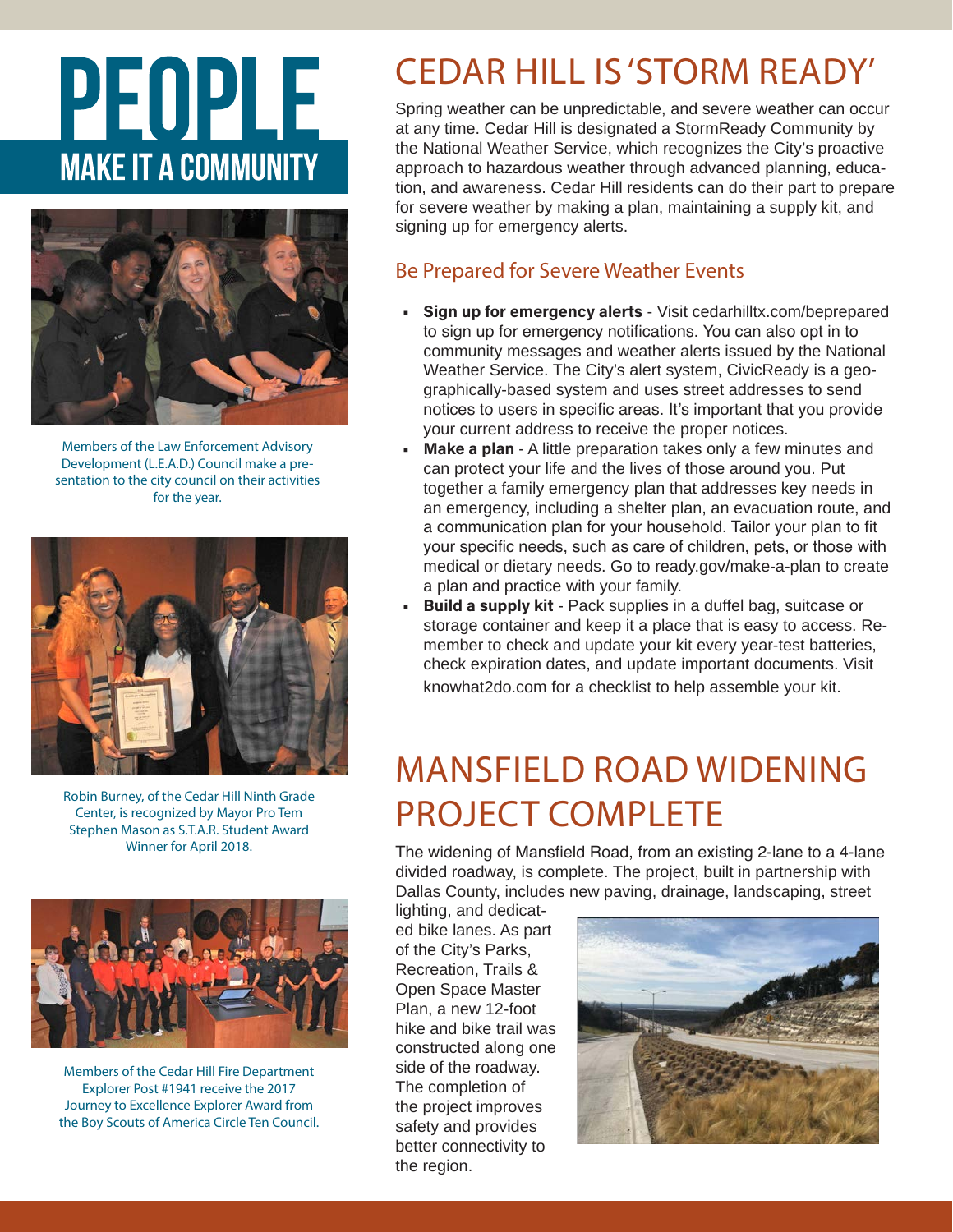# PEOPLE

## MAKE IT A COMMUNITY

Members of the Law Enforcement Advisory Development (L.E.A.D.) Council make a presentation to the city council on their activities for the year.

Robin Burney, of the Cedar Hill Ninth Grade Center, is recognized by Mayor Pro Tem Stephen Mason as S.T.A.R. Student Award Winner for April 2018.

Members of the Cedar Hill Fire Department Explorer Post #1941 receive the 2017 Journey to Excellence Explorer Award from the Boy Scouts of America Circle Ten Council.

# CEDAR HILL IS 'STORM READY'

Spring weather can be unpredictable, and severe weather can occur at any time. Cedar Hill is designated a StormReady Community by the National Weather Service, which recognizes the City's proactive approach to hazardous weather through advanced planning, education, and awareness. Cedar Hill residents can do their part to prepare for severe weather by making a plan, maintaining a supply kit, and signing up for emergency alerts.

## Be Prepared for Severe Weather Events

- **Sign up for emergency alerts** - Visit cedarhilltx.com/beprepared to sign up for emergency notifications. You can also opt in to community messages and weather alerts issued by the National Weather Service. The City's alert system, CivicReady is a geographically-based system and uses street addresses to send notices to users in specific areas. It's important that you provide your current address to receive the proper notices.
- **Make a plan** - A little preparation takes only a few minutes and can protect your life and the lives of those around you. Put together a family emergency plan that addresses key needs in an emergency, including a shelter plan, an evacuation route, and a communication plan for your household. Tailor your plan to fit your specific needs, such as care of children, pets, or those with medical or dietary needs. Go to ready.gov/make-a-plan to create a plan and practice with your family.
- **Build a supply kit** - Pack supplies in a duffel bag, suitcase or storage container and keep it a place that is easy to access. Remember to check and update your kit every year-test batteries, check expiration dates, and update important documents. Visit knowhat2do.com for a checklist to help assemble your kit.

# MANSFIELD ROAD WIDENING PROJECT COMPLETE

The widening of Mansfield Road, from an existing 2-lane to a 4-lane divided roadway, is complete. The project, built in partnership with Dallas County, includes new paving, drainage, landscaping, street lighting, and dedicated bike lanes. As part of the City's Parks, Recreation, Trails & Open Space Master Plan, a new 12-foot hike and bike trail was constructed along one side of the roadway. The completion of the project improves safety and provides better connectivity to the region.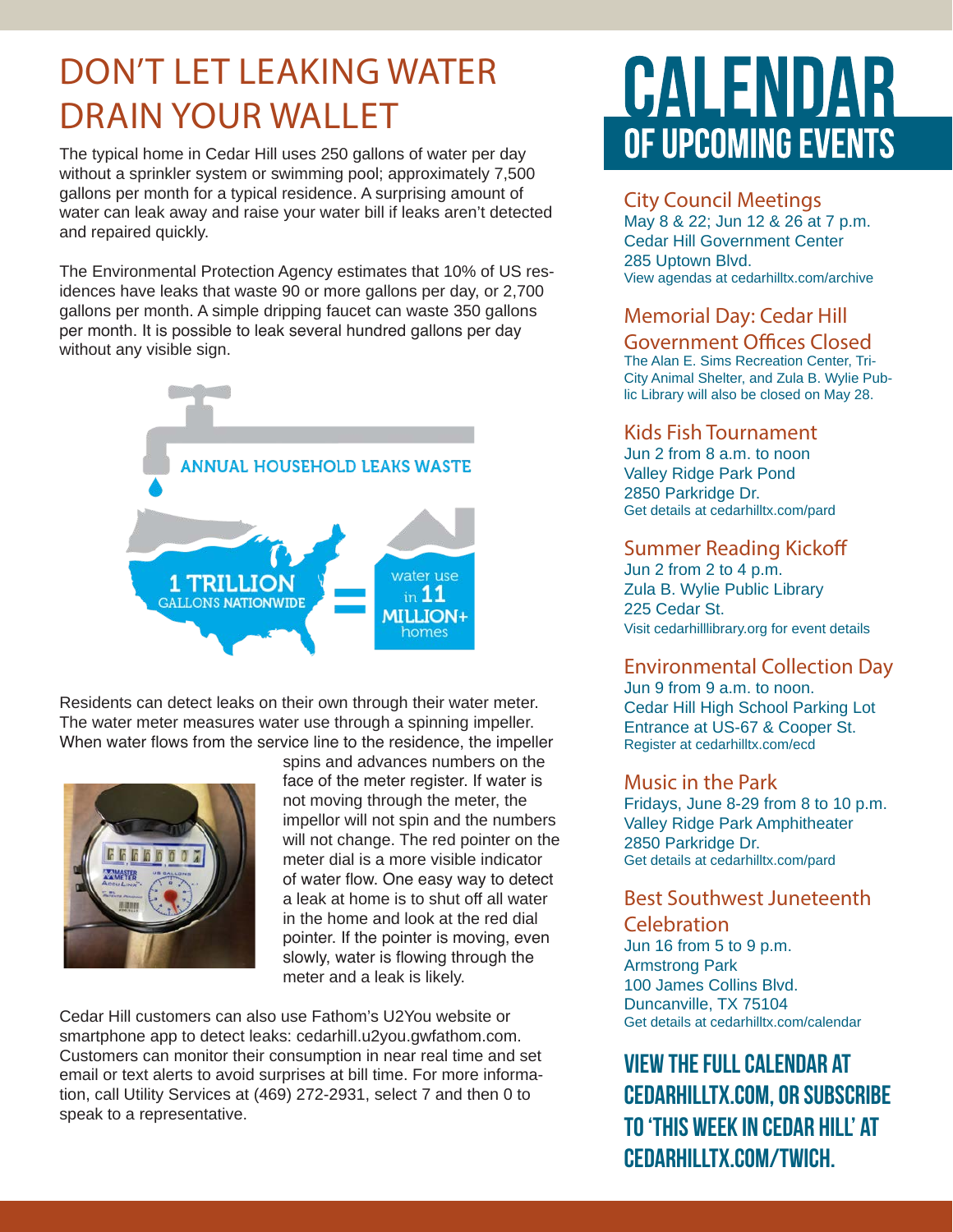# DON'T LET LEAKING WATER DRAIN YOUR WALLET

The typical home in Cedar Hill uses 250 gallons of water per day without a sprinkler system or swimming pool; approximately 7,500 gallons per month for a typical residence. A surprising amount of water can leak away and raise your water bill if leaks aren't detected and repaired quickly.

The Environmental Protection Agency estimates that 10% of US residences have leaks that waste 90 or more gallons per day, or 2,700 gallons per month. A simple dripping faucet can waste 350 gallons per month. It is possible to leak several hundred gallons per day without any visible sign.

ANNUAL HOUSEHOLD LEAKS WASTE

1 TRILLION GALLONS NATIONWIDE = water use in 11 MILLION+ homes

Residents can detect leaks on their own through their water meter. The water meter measures water use through a spinning impeller. When water flows from the service line to the residence, the impeller spins and advances numbers on the face of the meter register. If water is not moving through the meter, the impellor will not spin and the numbers will not change. The red pointer on the meter dial is a more visible indicator of water flow. One easy way to detect a leak at home is to shut off all water in the home and look at the red dial pointer. If the pointer is moving, even slowly, water is flowing through the meter and a leak is likely.

Cedar Hill customers can also use Fathom's U2You website or smartphone app to detect leaks: cedarhill.u2you.gwfathom.com. Customers can monitor their consumption in near real time and set email or text alerts to avoid surprises at bill time. For more information, call Utility Services at (469) 272-2931, select 7 and then 0 to speak to a representative.

# CALENDAR OF UPCOMING EVENTS

## City Council Meetings

May 8 & 22; Jun 12 & 26 at 7 p.m.
Cedar Hill Government Center
285 Uptown Blvd.
View agendas at cedarhilltx.com/archive

## Memorial Day: Cedar Hill Government Offices Closed

The Alan E. Sims Recreation Center, Tri-City Animal Shelter, and Zula B. Wylie Public Library will also be closed on May 28.

## Kids Fish Tournament

Jun 2 from 8 a.m. to noon
Valley Ridge Park Pond
2850 Parkridge Dr.
Get details at cedarhilltx.com/pard

## Summer Reading Kickoff

Jun 2 from 2 to 4 p.m.
Zula B. Wylie Public Library
225 Cedar St.
Visit cedarhilllibrary.org for event details

## Environmental Collection Day

Jun 9 from 9 a.m. to noon.
Cedar Hill High School Parking Lot
Entrance at US-67 & Cooper St.
Register at cedarhilltx.com/ecd

## Music in the Park

Fridays, June 8-29 from 8 to 10 p.m.
Valley Ridge Park Amphitheater
2850 Parkridge Dr.
Get details at cedarhilltx.com/pard

## Best Southwest Juneteenth Celebration

Jun 16 from 5 to 9 p.m.
Armstrong Park
100 James Collins Blvd.
Duncanville, TX 75104
Get details at cedarhilltx.com/calendar

**VIEW THE FULL CALENDAR AT CEDARHILLTX.COM, OR SUBSCRIBE TO 'THIS WEEK IN CEDAR HILL' AT CEDARHILLTX.COM/TWICH.**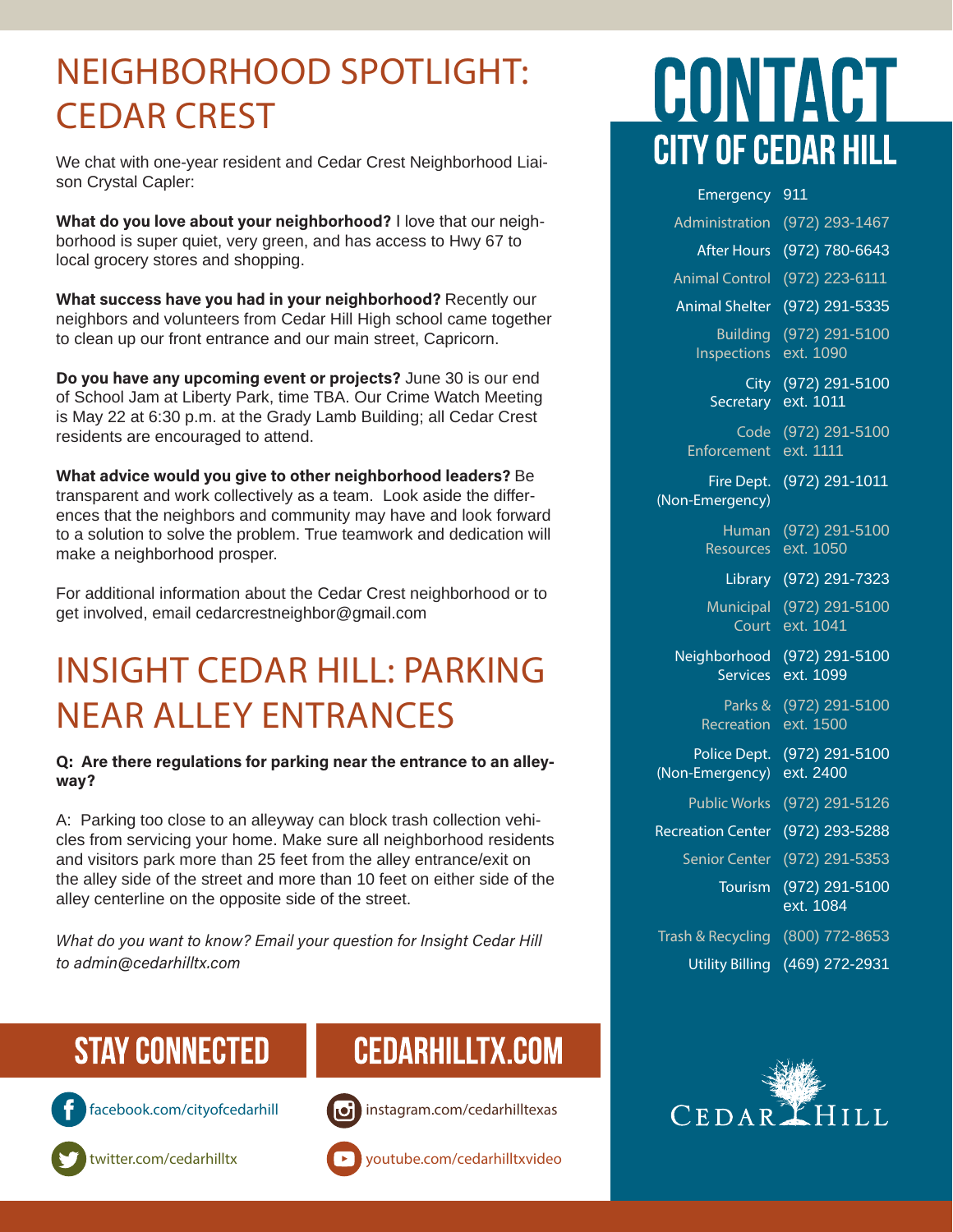# NEIGHBORHOOD SPOTLIGHT: CEDAR CREST

We chat with one-year resident and Cedar Crest Neighborhood Liaison Crystal Capler:

**What do you love about your neighborhood?** I love that our neighborhood is super quiet, very green, and has access to Hwy 67 to local grocery stores and shopping.

**What success have you had in your neighborhood?** Recently our neighbors and volunteers from Cedar Hill High school came together to clean up our front entrance and our main street, Capricorn.

**Do you have any upcoming event or projects?** June 30 is our end of School Jam at Liberty Park, time TBA. Our Crime Watch Meeting is May 22 at 6:30 p.m. at the Grady Lamb Building; all Cedar Crest residents are encouraged to attend.

**What advice would you give to other neighborhood leaders?** Be transparent and work collectively as a team. Look aside the differences that the neighbors and community may have and look forward to a solution to solve the problem. True teamwork and dedication will make a neighborhood prosper.

For additional information about the Cedar Crest neighborhood or to get involved, email cedarcrestneighbor@gmail.com

# INSIGHT CEDAR HILL: PARKING NEAR ALLEY ENTRANCES

**Q: Are there regulations for parking near the entrance to an alleyway?**

A: Parking too close to an alleyway can block trash collection vehicles from servicing your home. Make sure all neighborhood residents and visitors park more than 25 feet from the alley entrance/exit on the alley side of the street and more than 10 feet on either side of the alley centerline on the opposite side of the street.

*What do you want to know? Email your question for Insight Cedar Hill to admin@cedarhilltx.com*

## STAY CONNECTED

## CEDARHILLTX.COM

- facebook.com/cityofcedarhill
- instagram.com/cedarhilltexas
- twitter.com/cedarhilltx
- youtube.com/cedarhilltxvideo

# CONTACT
## CITY OF CEDAR HILL

| | |
|---|---|
| Emergency | 911 |
| Administration | (972) 293-1467 |
| After Hours | (972) 780-6643 |
| Animal Control | (972) 223-6111 |
| Animal Shelter | (972) 291-5335 |
| Building Inspections | (972) 291-5100 ext. 1090 |
| City Secretary | (972) 291-5100 ext. 1011 |
| Code Enforcement | (972) 291-5100 ext. 1111 |
| Fire Dept. (Non-Emergency) | (972) 291-1011 |
| Human Resources | (972) 291-5100 ext. 1050 |
| Library | (972) 291-7323 |
| Municipal Court | (972) 291-5100 ext. 1041 |
| Neighborhood Services | (972) 291-5100 ext. 1099 |
| Parks & Recreation | (972) 291-5100 ext. 1500 |
| Police Dept. (Non-Emergency) | (972) 291-5100 ext. 2400 |
| Public Works | (972) 291-5126 |
| Recreation Center | (972) 293-5288 |
| Senior Center | (972) 291-5353 |
| Tourism | (972) 291-5100 ext. 1084 |
| Trash & Recycling | (800) 772-8653 |
| Utility Billing | (469) 272-2931 |

CEDAR HILL